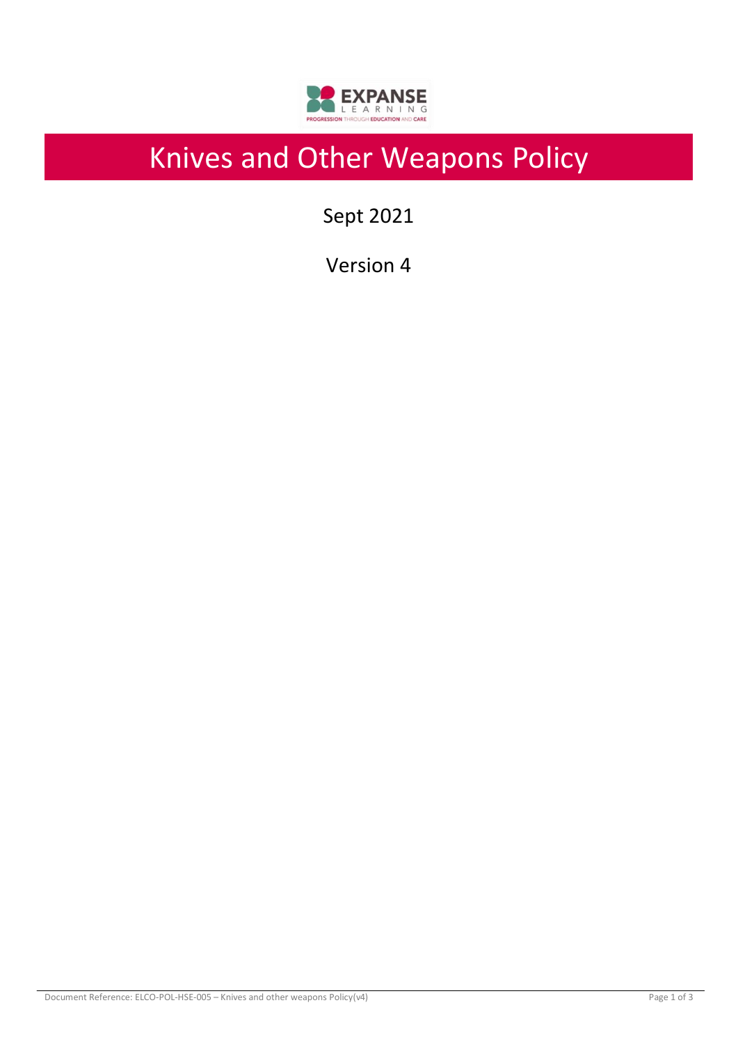# Knives and Other Weapons Policy

Sept 2021

Version 4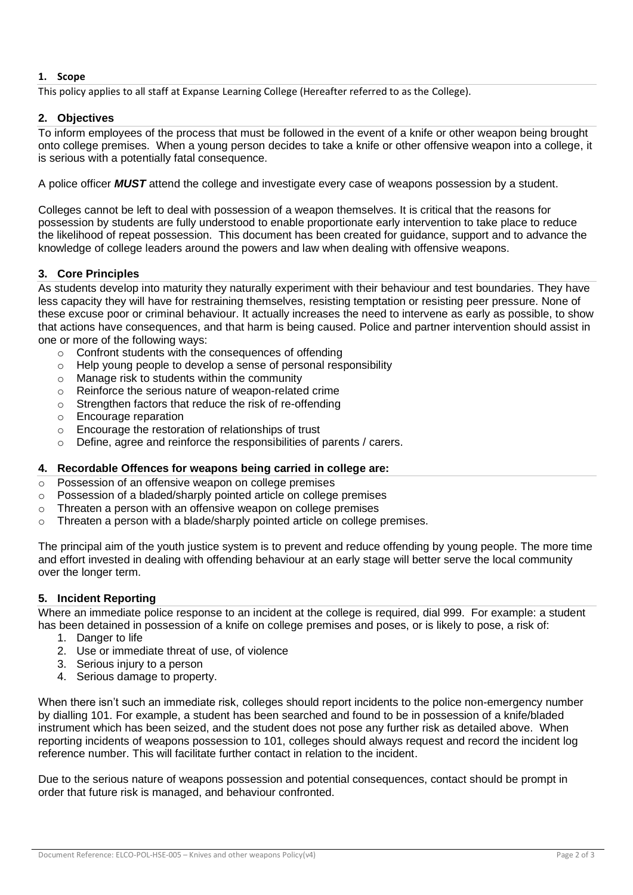## 1. Scope

This policy applies to all staff at Expanse Learning College (Hereafter referred to as the College).

## 2. Objectives

To inform employees of the process that must be followed in the event of a knife or other weapon being brought onto college premises. When a young person decides to take a knife or other offensive weapon into a college, it is serious with a potentially fatal consequence.

A police officer ***MUST*** attend the college and investigate every case of weapons possession by a student.

Colleges cannot be left to deal with possession of a weapon themselves. It is critical that the reasons for possession by students are fully understood to enable proportionate early intervention to take place to reduce the likelihood of repeat possession. This document has been created for guidance, support and to advance the knowledge of college leaders around the powers and law when dealing with offensive weapons.

## 3. Core Principles

As students develop into maturity they naturally experiment with their behaviour and test boundaries. They have less capacity they will have for restraining themselves, resisting temptation or resisting peer pressure. None of these excuse poor or criminal behaviour. It actually increases the need to intervene as early as possible, to show that actions have consequences, and that harm is being caused. Police and partner intervention should assist in one or more of the following ways:

- Confront students with the consequences of offending
- Help young people to develop a sense of personal responsibility
- Manage risk to students within the community
- Reinforce the serious nature of weapon-related crime
- Strengthen factors that reduce the risk of re-offending
- Encourage reparation
- Encourage the restoration of relationships of trust
- Define, agree and reinforce the responsibilities of parents / carers.

## 4. Recordable Offences for weapons being carried in college are:

- Possession of an offensive weapon on college premises
- Possession of a bladed/sharply pointed article on college premises
- Threaten a person with an offensive weapon on college premises
- Threaten a person with a blade/sharply pointed article on college premises.

The principal aim of the youth justice system is to prevent and reduce offending by young people. The more time and effort invested in dealing with offending behaviour at an early stage will better serve the local community over the longer term.

## 5. Incident Reporting

Where an immediate police response to an incident at the college is required, dial 999. For example: a student has been detained in possession of a knife on college premises and poses, or is likely to pose, a risk of:

1. Danger to life
2. Use or immediate threat of use, of violence
3. Serious injury to a person
4. Serious damage to property.

When there isn't such an immediate risk, colleges should report incidents to the police non-emergency number by dialling 101. For example, a student has been searched and found to be in possession of a knife/bladed instrument which has been seized, and the student does not pose any further risk as detailed above. When reporting incidents of weapons possession to 101, colleges should always request and record the incident log reference number. This will facilitate further contact in relation to the incident.

Due to the serious nature of weapons possession and potential consequences, contact should be prompt in order that future risk is managed, and behaviour confronted.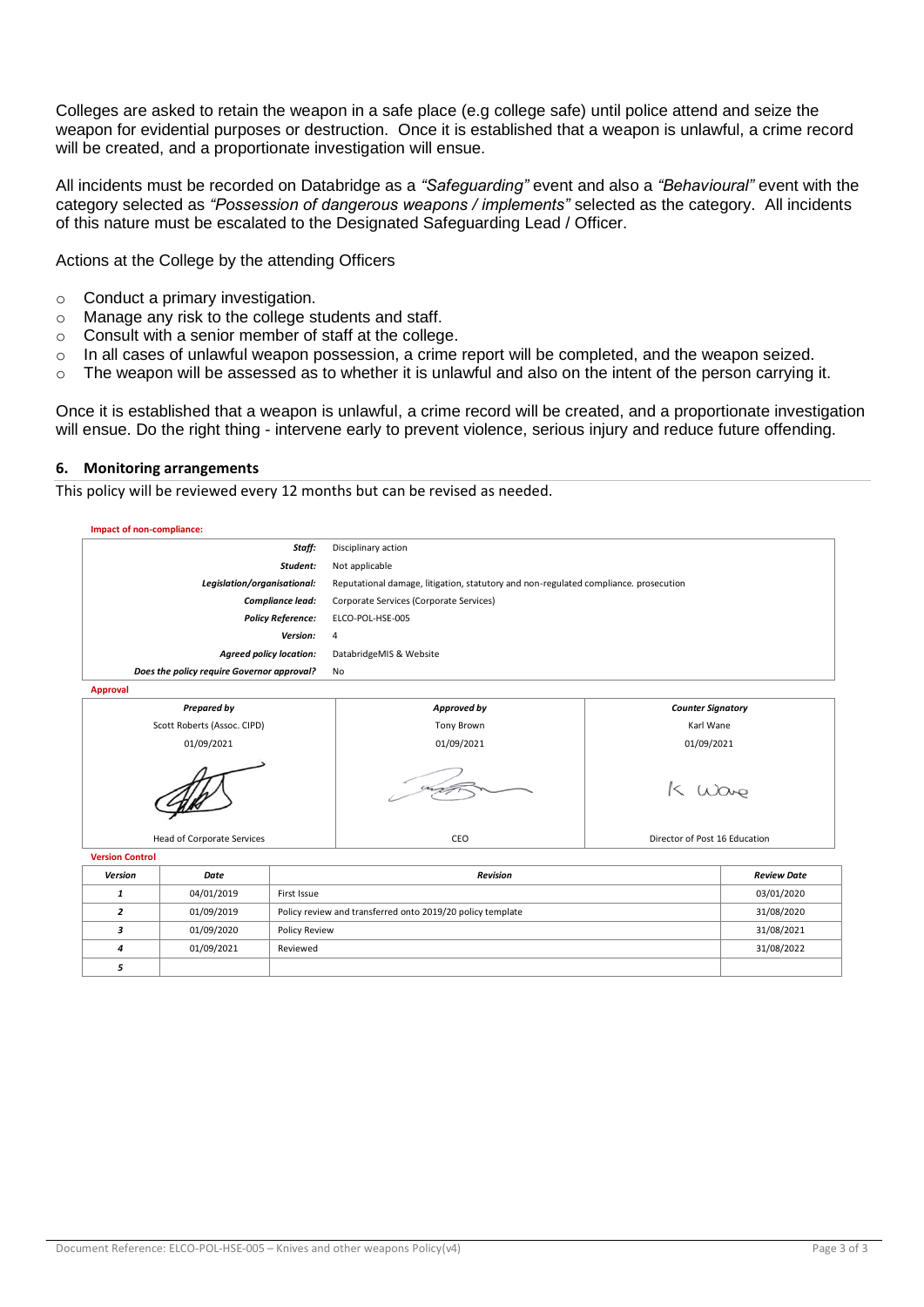Colleges are asked to retain the weapon in a safe place (e.g college safe) until police attend and seize the weapon for evidential purposes or destruction. Once it is established that a weapon is unlawful, a crime record will be created, and a proportionate investigation will ensue.

All incidents must be recorded on Databridge as a *"Safeguarding"* event and also a *"Behavioural"* event with the category selected as *"Possession of dangerous weapons / implements"* selected as the category. All incidents of this nature must be escalated to the Designated Safeguarding Lead / Officer.

Actions at the College by the attending Officers

- Conduct a primary investigation.
- Manage any risk to the college students and staff.
- Consult with a senior member of staff at the college.
- In all cases of unlawful weapon possession, a crime report will be completed, and the weapon seized.
- The weapon will be assessed as to whether it is unlawful and also on the intent of the person carrying it.

Once it is established that a weapon is unlawful, a crime record will be created, and a proportionate investigation will ensue. Do the right thing - intervene early to prevent violence, serious injury and reduce future offending.

### 6. Monitoring arrangements

This policy will be reviewed every 12 months but can be revised as needed.

**Impact of non-compliance:**

| | |
|---|---|
| ***Staff:*** | Disciplinary action |
| ***Student:*** | Not applicable |
| ***Legislation/organisational:*** | Reputational damage, litigation, statutory and non-regulated compliance. prosecution |
| ***Compliance lead:*** | Corporate Services (Corporate Services) |
| ***Policy Reference:*** | ELCO-POL-HSE-005 |
| ***Version:*** | 4 |
| ***Agreed policy location:*** | DatabridgeMIS & Website |
| ***Does the policy require Governor approval?*** | No |

**Approval**

| ***Prepared by*** | ***Approved by*** | ***Counter Signatory*** |
|---|---|---|
| Scott Roberts (Assoc. CIPD) | Tony Brown | Karl Wane |
| 01/09/2021 | 01/09/2021 | 01/09/2021 |
| [signature] | [signature] | K Wane |
| Head of Corporate Services | CEO | Director of Post 16 Education |

**Version Control**

| ***Version*** | ***Date*** | ***Revision*** | ***Review Date*** |
|---|---|---|---|
| *1* | 04/01/2019 | First Issue | 03/01/2020 |
| *2* | 01/09/2019 | Policy review and transferred onto 2019/20 policy template | 31/08/2020 |
| *3* | 01/09/2020 | Policy Review | 31/08/2021 |
| *4* | 01/09/2021 | Reviewed | 31/08/2022 |
| *5* | | | |